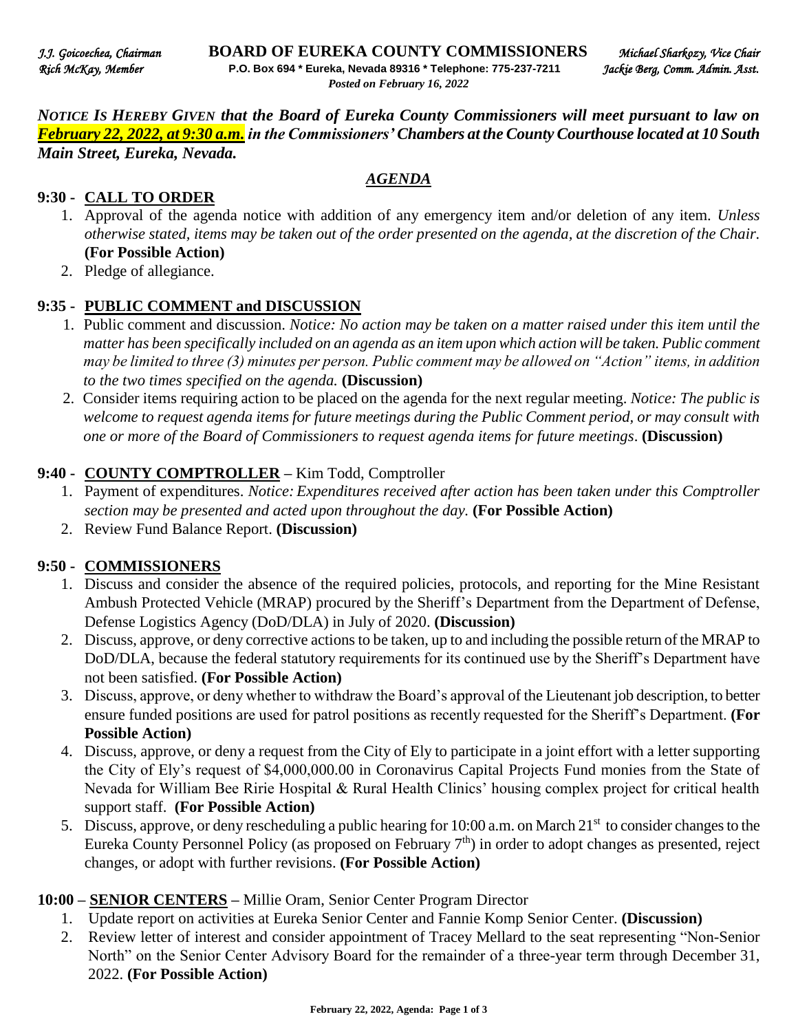*J.J. Goicoechea, Chairman* **BOARD OF EUREKA COUNTY COMMISSIONERS** *Michael Sharkozy, Vice Chair*
*Rich McKay, Member* **P.O. Box 694 * Eureka, Nevada 89316 * Telephone: 775-237-7211** *Jackie Berg, Comm. Admin. Asst.*
*Posted on February 16, 2022*

***NOTICE IS HEREBY GIVEN that the Board of Eureka County Commissioners will meet pursuant to law on February 22, 2022, at 9:30 a.m. in the Commissioners' Chambers at the County Courthouse located at 10 South Main Street, Eureka, Nevada.***

## *AGENDA*

### 9:30 - CALL TO ORDER

1. Approval of the agenda notice with addition of any emergency item and/or deletion of any item. *Unless otherwise stated, items may be taken out of the order presented on the agenda, at the discretion of the Chair.* **(For Possible Action)**
2. Pledge of allegiance.

### 9:35 - PUBLIC COMMENT and DISCUSSION

1. Public comment and discussion. *Notice: No action may be taken on a matter raised under this item until the matter has been specifically included on an agenda as an item upon which action will be taken. Public comment may be limited to three (3) minutes per person. Public comment may be allowed on "Action" items, in addition to the two times specified on the agenda.* **(Discussion)**
2. Consider items requiring action to be placed on the agenda for the next regular meeting. *Notice: The public is welcome to request agenda items for future meetings during the Public Comment period, or may consult with one or more of the Board of Commissioners to request agenda items for future meetings*. **(Discussion)**

### 9:40 - COUNTY COMPTROLLER – Kim Todd, Comptroller

1. Payment of expenditures. *Notice: Expenditures received after action has been taken under this Comptroller section may be presented and acted upon throughout the day.* **(For Possible Action)**
2. Review Fund Balance Report. **(Discussion)**

### 9:50 - COMMISSIONERS

1. Discuss and consider the absence of the required policies, protocols, and reporting for the Mine Resistant Ambush Protected Vehicle (MRAP) procured by the Sheriff's Department from the Department of Defense, Defense Logistics Agency (DoD/DLA) in July of 2020. **(Discussion)**
2. Discuss, approve, or deny corrective actions to be taken, up to and including the possible return of the MRAP to DoD/DLA, because the federal statutory requirements for its continued use by the Sheriff's Department have not been satisfied. **(For Possible Action)**
3. Discuss, approve, or deny whether to withdraw the Board's approval of the Lieutenant job description, to better ensure funded positions are used for patrol positions as recently requested for the Sheriff's Department. **(For Possible Action)**
4. Discuss, approve, or deny a request from the City of Ely to participate in a joint effort with a letter supporting the City of Ely's request of $4,000,000.00 in Coronavirus Capital Projects Fund monies from the State of Nevada for William Bee Ririe Hospital & Rural Health Clinics' housing complex project for critical health support staff. **(For Possible Action)**
5. Discuss, approve, or deny rescheduling a public hearing for 10:00 a.m. on March 21st to consider changes to the Eureka County Personnel Policy (as proposed on February 7th) in order to adopt changes as presented, reject changes, or adopt with further revisions. **(For Possible Action)**

### 10:00 – SENIOR CENTERS – Millie Oram, Senior Center Program Director

1. Update report on activities at Eureka Senior Center and Fannie Komp Senior Center. **(Discussion)**
2. Review letter of interest and consider appointment of Tracey Mellard to the seat representing "Non-Senior North" on the Senior Center Advisory Board for the remainder of a three-year term through December 31, 2022. **(For Possible Action)**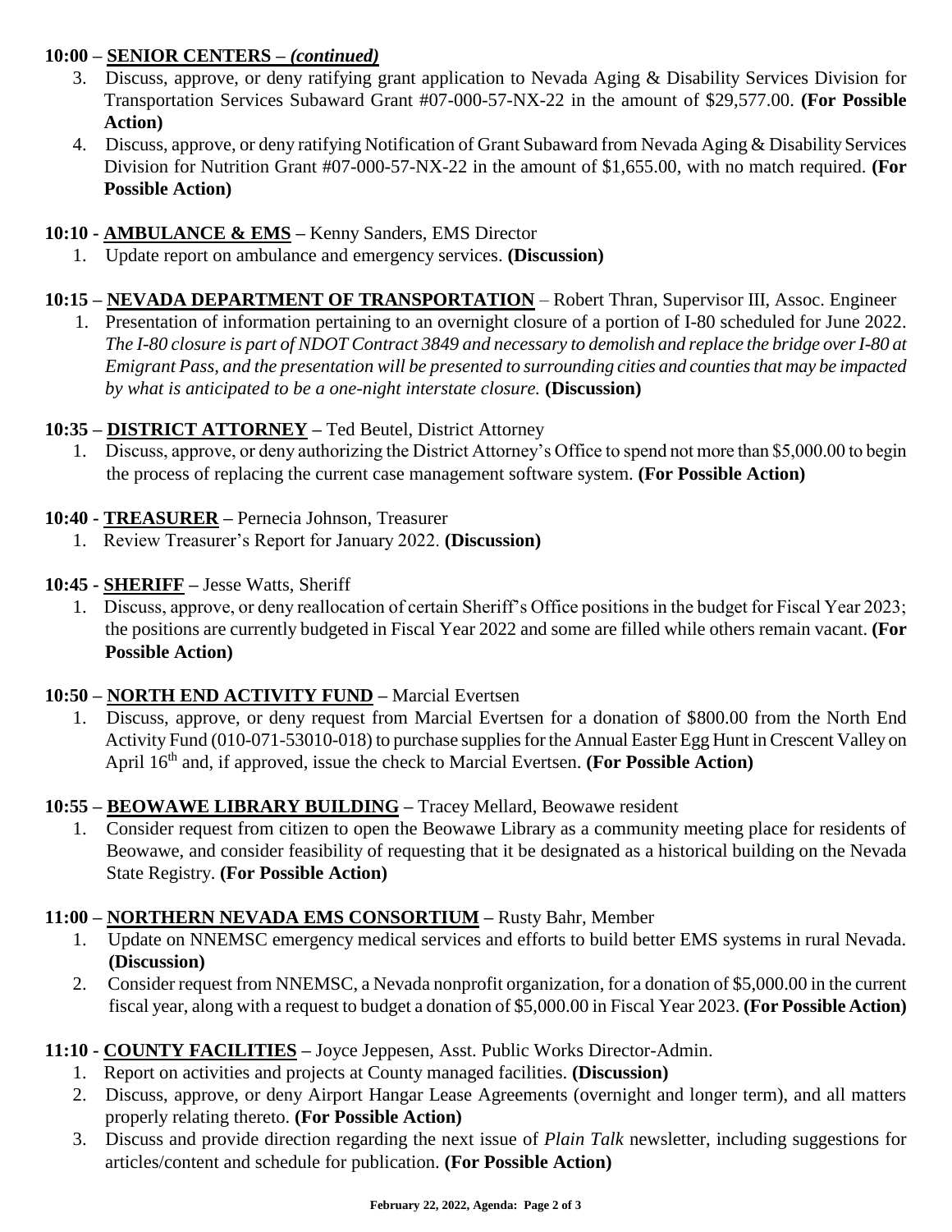**10:00 – SENIOR CENTERS –** ***(continued)***

3. Discuss, approve, or deny ratifying grant application to Nevada Aging & Disability Services Division for Transportation Services Subaward Grant #07-000-57-NX-22 in the amount of $29,577.00. **(For Possible Action)**
4. Discuss, approve, or deny ratifying Notification of Grant Subaward from Nevada Aging & Disability Services Division for Nutrition Grant #07-000-57-NX-22 in the amount of $1,655.00, with no match required. **(For Possible Action)**

**10:10 - AMBULANCE & EMS –** Kenny Sanders, EMS Director

1. Update report on ambulance and emergency services. **(Discussion)**

**10:15 – NEVADA DEPARTMENT OF TRANSPORTATION** – Robert Thran, Supervisor III, Assoc. Engineer

1. Presentation of information pertaining to an overnight closure of a portion of I-80 scheduled for June 2022. *The I-80 closure is part of NDOT Contract 3849 and necessary to demolish and replace the bridge over I-80 at Emigrant Pass, and the presentation will be presented to surrounding cities and counties that may be impacted by what is anticipated to be a one-night interstate closure.* **(Discussion)**

**10:35 – DISTRICT ATTORNEY –** Ted Beutel, District Attorney

1. Discuss, approve, or deny authorizing the District Attorney's Office to spend not more than $5,000.00 to begin the process of replacing the current case management software system. **(For Possible Action)**

**10:40 - TREASURER –** Pernecia Johnson, Treasurer

1. Review Treasurer's Report for January 2022. **(Discussion)**

**10:45 - SHERIFF –** Jesse Watts, Sheriff

1. Discuss, approve, or deny reallocation of certain Sheriff's Office positions in the budget for Fiscal Year 2023; the positions are currently budgeted in Fiscal Year 2022 and some are filled while others remain vacant. **(For Possible Action)**

**10:50 – NORTH END ACTIVITY FUND –** Marcial Evertsen

1. Discuss, approve, or deny request from Marcial Evertsen for a donation of $800.00 from the North End Activity Fund (010-071-53010-018) to purchase supplies for the Annual Easter Egg Hunt in Crescent Valley on April 16th and, if approved, issue the check to Marcial Evertsen. **(For Possible Action)**

**10:55 – BEOWAWE LIBRARY BUILDING –** Tracey Mellard, Beowawe resident

1. Consider request from citizen to open the Beowawe Library as a community meeting place for residents of Beowawe, and consider feasibility of requesting that it be designated as a historical building on the Nevada State Registry. **(For Possible Action)**

**11:00 – NORTHERN NEVADA EMS CONSORTIUM –** Rusty Bahr, Member

1. Update on NNEMSC emergency medical services and efforts to build better EMS systems in rural Nevada. **(Discussion)**
2. Consider request from NNEMSC, a Nevada nonprofit organization, for a donation of $5,000.00 in the current fiscal year, along with a request to budget a donation of $5,000.00 in Fiscal Year 2023. **(For Possible Action)**

**11:10 - COUNTY FACILITIES –** Joyce Jeppesen, Asst. Public Works Director-Admin.

1. Report on activities and projects at County managed facilities. **(Discussion)**
2. Discuss, approve, or deny Airport Hangar Lease Agreements (overnight and longer term), and all matters properly relating thereto. **(For Possible Action)**
3. Discuss and provide direction regarding the next issue of *Plain Talk* newsletter, including suggestions for articles/content and schedule for publication. **(For Possible Action)**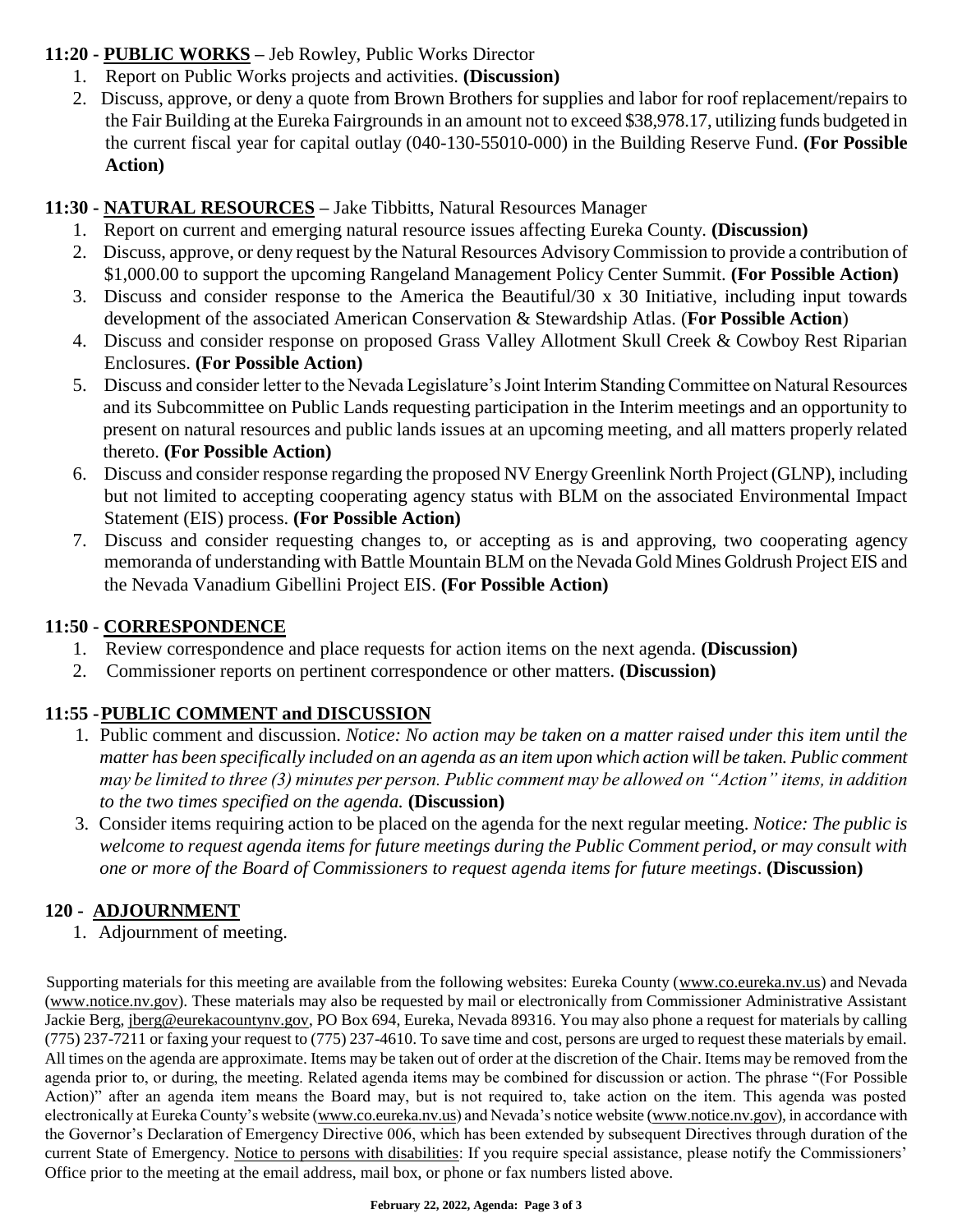**11:20 - PUBLIC WORKS –** Jeb Rowley, Public Works Director

1. Report on Public Works projects and activities. **(Discussion)**
2. Discuss, approve, or deny a quote from Brown Brothers for supplies and labor for roof replacement/repairs to the Fair Building at the Eureka Fairgrounds in an amount not to exceed $38,978.17, utilizing funds budgeted in the current fiscal year for capital outlay (040-130-55010-000) in the Building Reserve Fund. **(For Possible Action)**

**11:30 - NATURAL RESOURCES –** Jake Tibbitts, Natural Resources Manager

1. Report on current and emerging natural resource issues affecting Eureka County. **(Discussion)**
2. Discuss, approve, or deny request by the Natural Resources Advisory Commission to provide a contribution of $1,000.00 to support the upcoming Rangeland Management Policy Center Summit. **(For Possible Action)**
3. Discuss and consider response to the America the Beautiful/30 x 30 Initiative, including input towards development of the associated American Conservation & Stewardship Atlas. (**For Possible Action**)
4. Discuss and consider response on proposed Grass Valley Allotment Skull Creek & Cowboy Rest Riparian Enclosures. **(For Possible Action)**
5. Discuss and consider letter to the Nevada Legislature's Joint Interim Standing Committee on Natural Resources and its Subcommittee on Public Lands requesting participation in the Interim meetings and an opportunity to present on natural resources and public lands issues at an upcoming meeting, and all matters properly related thereto. **(For Possible Action)**
6. Discuss and consider response regarding the proposed NV Energy Greenlink North Project (GLNP), including but not limited to accepting cooperating agency status with BLM on the associated Environmental Impact Statement (EIS) process. **(For Possible Action)**
7. Discuss and consider requesting changes to, or accepting as is and approving, two cooperating agency memoranda of understanding with Battle Mountain BLM on the Nevada Gold Mines Goldrush Project EIS and the Nevada Vanadium Gibellini Project EIS. **(For Possible Action)**

**11:50 - CORRESPONDENCE**

1. Review correspondence and place requests for action items on the next agenda. **(Discussion)**
2. Commissioner reports on pertinent correspondence or other matters. **(Discussion)**

**11:55 - PUBLIC COMMENT and DISCUSSION**

1. Public comment and discussion. *Notice: No action may be taken on a matter raised under this item until the matter has been specifically included on an agenda as an item upon which action will be taken. Public comment may be limited to three (3) minutes per person. Public comment may be allowed on "Action" items, in addition to the two times specified on the agenda.* **(Discussion)**

3. Consider items requiring action to be placed on the agenda for the next regular meeting. *Notice: The public is welcome to request agenda items for future meetings during the Public Comment period, or may consult with one or more of the Board of Commissioners to request agenda items for future meetings*. **(Discussion)**

**120 - ADJOURNMENT**

1. Adjournment of meeting.

Supporting materials for this meeting are available from the following websites: Eureka County (www.co.eureka.nv.us) and Nevada (www.notice.nv.gov). These materials may also be requested by mail or electronically from Commissioner Administrative Assistant Jackie Berg, jberg@eurekacountynv.gov, PO Box 694, Eureka, Nevada 89316. You may also phone a request for materials by calling (775) 237-7211 or faxing your request to (775) 237-4610. To save time and cost, persons are urged to request these materials by email. All times on the agenda are approximate. Items may be taken out of order at the discretion of the Chair. Items may be removed from the agenda prior to, or during, the meeting. Related agenda items may be combined for discussion or action. The phrase "(For Possible Action)" after an agenda item means the Board may, but is not required to, take action on the item. This agenda was posted electronically at Eureka County's website (www.co.eureka.nv.us) and Nevada's notice website (www.notice.nv.gov), in accordance with the Governor's Declaration of Emergency Directive 006, which has been extended by subsequent Directives through duration of the current State of Emergency. Notice to persons with disabilities: If you require special assistance, please notify the Commissioners' Office prior to the meeting at the email address, mail box, or phone or fax numbers listed above.